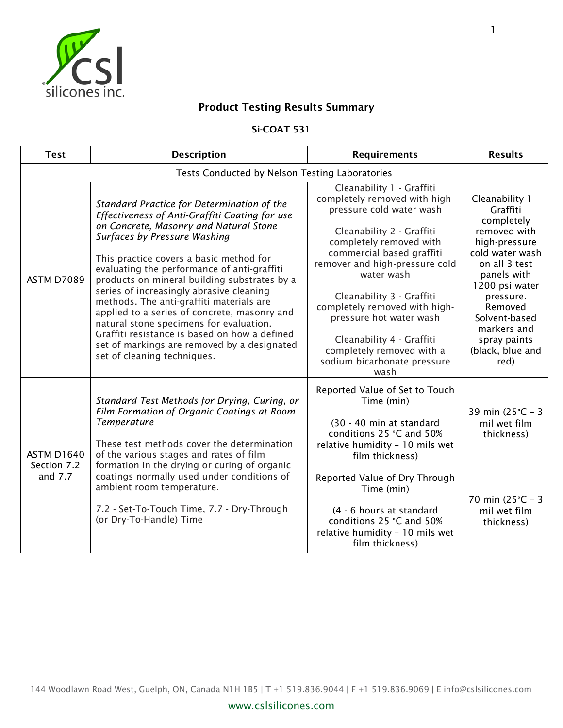## Product Testing Results Summary

### Si-COAT 531

| Test | Description | Requirements | Results |
| --- | --- | --- | --- |
| Tests Conducted by Nelson Testing Laboratories | | | |
| ASTM D7089 | *Standard Practice for Determination of the Effectiveness of Anti-Graffiti Coating for use on Concrete, Masonry and Natural Stone Surfaces by Pressure Washing*<br><br>This practice covers a basic method for evaluating the performance of anti-graffiti products on mineral building substrates by a series of increasingly abrasive cleaning methods. The anti-graffiti materials are applied to a series of concrete, masonry and natural stone specimens for evaluation. Graffiti resistance is based on how a defined set of markings are removed by a designated set of cleaning techniques. | Cleanability 1 - Graffiti completely removed with high-pressure cold water wash<br><br>Cleanability 2 - Graffiti completely removed with commercial based graffiti remover and high-pressure cold water wash<br><br>Cleanability 3 - Graffiti completely removed with high-pressure hot water wash<br><br>Cleanability 4 - Graffiti completely removed with a sodium bicarbonate pressure wash | Cleanability 1 – Graffiti completely removed with high-pressure cold water wash on all 3 test panels with 1200 psi water pressure. Removed Solvent-based markers and spray paints (black, blue and red) |
| ASTM D1640 Section 7.2 and 7.7 | *Standard Test Methods for Drying, Curing, or Film Formation of Organic Coatings at Room Temperature*<br><br>These test methods cover the determination of the various stages and rates of film formation in the drying or curing of organic coatings normally used under conditions of ambient room temperature.<br><br>7.2 - Set-To-Touch Time, 7.7 - Dry-Through (or Dry-To-Handle) Time | Reported Value of Set to Touch Time (min)<br><br>(30 - 40 min at standard conditions 25 °C and 50% relative humidity – 10 mils wet film thickness) | 39 min (25°C – 3 mil wet film thickness) |
| | | Reported Value of Dry Through Time (min)<br><br>(4 - 6 hours at standard conditions 25 °C and 50% relative humidity – 10 mils wet film thickness) | 70 min (25°C – 3 mil wet film thickness) |

144 Woodlawn Road West, Guelph, ON, Canada N1H 1B5 | T +1 519.836.9044 | F +1 519.836.9069 | E info@cslsilicones.com

www.cslsilicones.com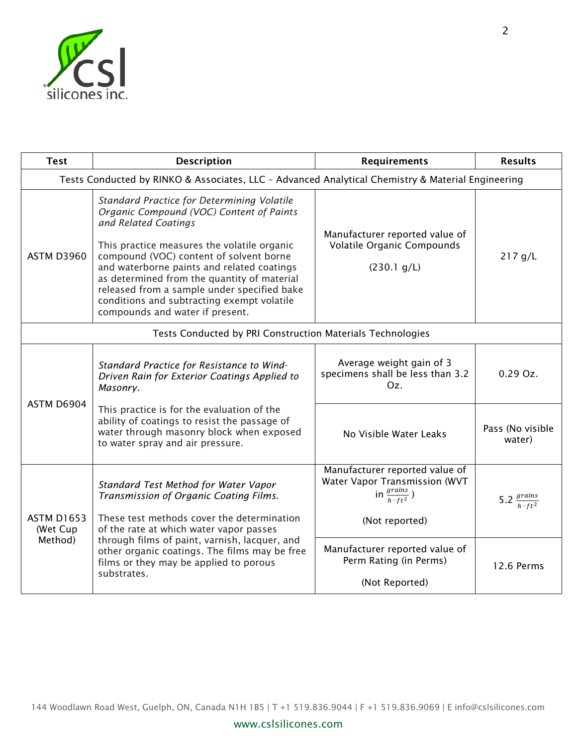| Test | Description | Requirements | Results |
|---|---|---|---|
| Tests Conducted by RINKO & Associates, LLC – Advanced Analytical Chemistry & Material Engineering | | | |
| ASTM D3960 | *Standard Practice for Determining Volatile Organic Compound (VOC) Content of Paints and Related Coatings*<br><br>This practice measures the volatile organic compound (VOC) content of solvent borne and waterborne paints and related coatings as determined from the quantity of material released from a sample under specified bake conditions and subtracting exempt volatile compounds and water if present. | Manufacturer reported value of Volatile Organic Compounds<br><br>(230.1 g/L) | 217 g/L |
| Tests Conducted by PRI Construction Materials Technologies | | | |
| ASTM D6904 | *Standard Practice for Resistance to Wind-Driven Rain for Exterior Coatings Applied to Masonry.*<br><br>This practice is for the evaluation of the ability of coatings to resist the passage of water through masonry block when exposed to water spray and air pressure. | Average weight gain of 3 specimens shall be less than 3.2 Oz. | 0.29 Oz. |
| | | No Visible Water Leaks | Pass (No visible water) |
| ASTM D1653 (Wet Cup Method) | *Standard Test Method for Water Vapor Transmission of Organic Coating Films.*<br><br>These test methods cover the determination of the rate at which water vapor passes through films of paint, varnish, lacquer, and other organic coatings. The films may be free films or they may be applied to porous substrates. | Manufacturer reported value of Water Vapor Transmission (WVT in $\frac{grains}{h \cdot ft^2}$)<br><br>(Not reported) | 5.2 $\frac{grains}{h \cdot ft^2}$ |
| | | Manufacturer reported value of Perm Rating (in Perms)<br><br>(Not Reported) | 12.6 Perms |

144 Woodlawn Road West, Guelph, ON, Canada N1H 1B5 | T +1 519.836.9044 | F +1 519.836.9069 | E info@cslsilicones.com

www.cslsilicones.com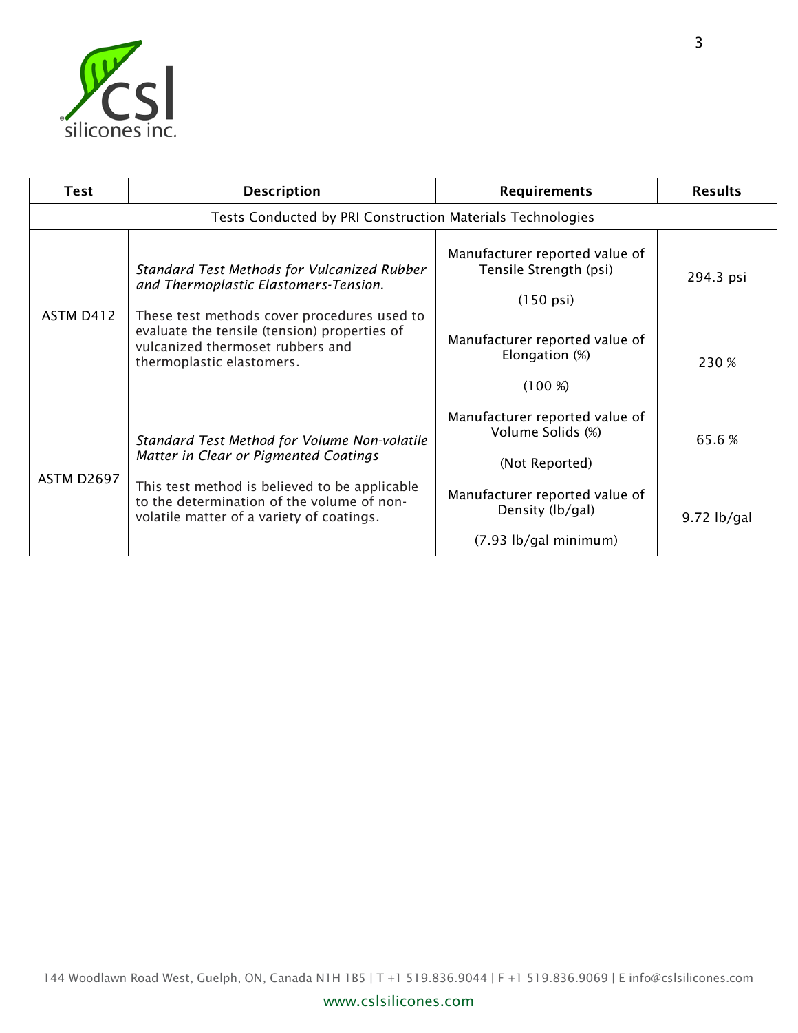| Test | Description | Requirements | Results |
| --- | --- | --- | --- |
| Tests Conducted by PRI Construction Materials Technologies | | | |
| ASTM D412 | *Standard Test Methods for Vulcanized Rubber and Thermoplastic Elastomers-Tension.* These test methods cover procedures used to evaluate the tensile (tension) properties of vulcanized thermoset rubbers and thermoplastic elastomers. | Manufacturer reported value of Tensile Strength (psi) (150 psi) | 294.3 psi |
| | | Manufacturer reported value of Elongation (%) (100 %) | 230 % |
| ASTM D2697 | *Standard Test Method for Volume Non-volatile Matter in Clear or Pigmented Coatings* This test method is believed to be applicable to the determination of the volume of non-volatile matter of a variety of coatings. | Manufacturer reported value of Volume Solids (%) (Not Reported) | 65.6 % |
| | | Manufacturer reported value of Density (lb/gal) (7.93 lb/gal minimum) | 9.72 lb/gal |